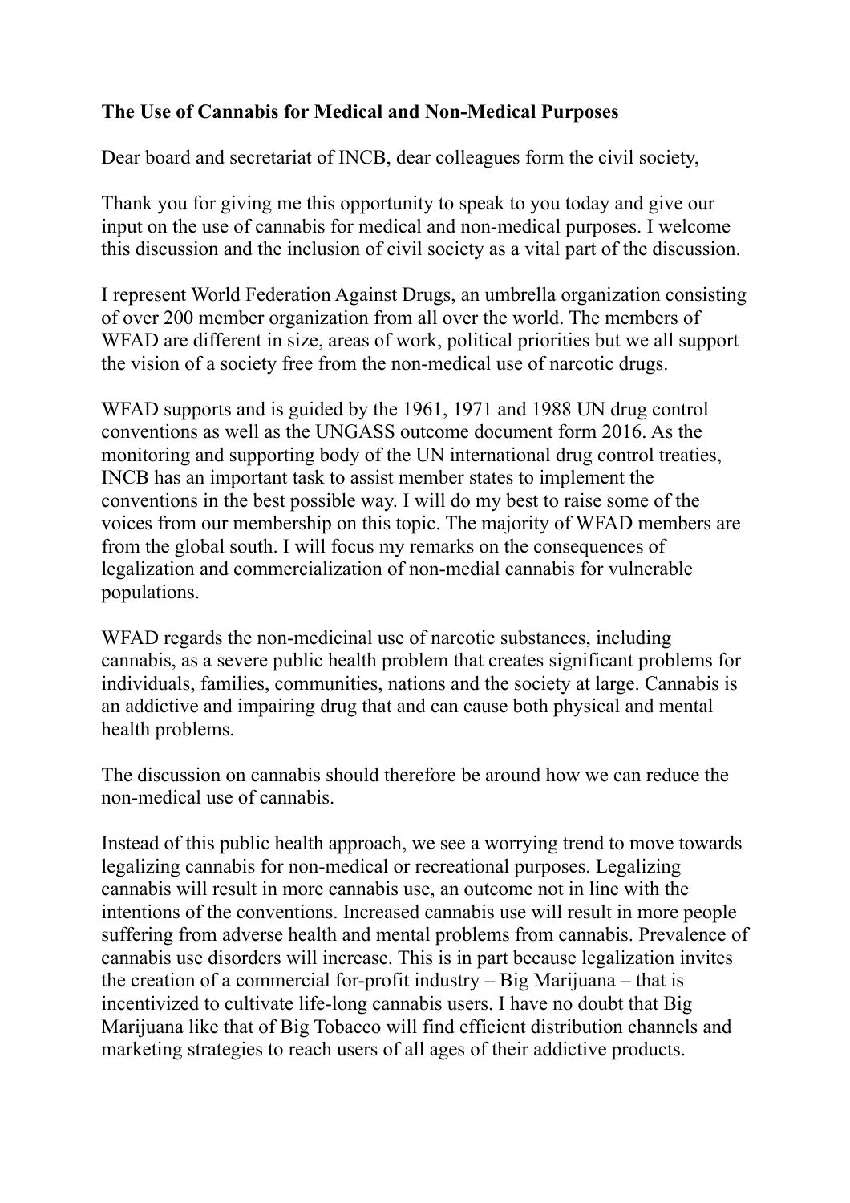**The Use of Cannabis for Medical and Non-Medical Purposes**

Dear board and secretariat of INCB, dear colleagues form the civil society,

Thank you for giving me this opportunity to speak to you today and give our input on the use of cannabis for medical and non-medical purposes. I welcome this discussion and the inclusion of civil society as a vital part of the discussion.

I represent World Federation Against Drugs, an umbrella organization consisting of over 200 member organization from all over the world. The members of WFAD are different in size, areas of work, political priorities but we all support the vision of a society free from the non-medical use of narcotic drugs.

WFAD supports and is guided by the 1961, 1971 and 1988 UN drug control conventions as well as the UNGASS outcome document form 2016. As the monitoring and supporting body of the UN international drug control treaties, INCB has an important task to assist member states to implement the conventions in the best possible way. I will do my best to raise some of the voices from our membership on this topic. The majority of WFAD members are from the global south. I will focus my remarks on the consequences of legalization and commercialization of non-medial cannabis for vulnerable populations.

WFAD regards the non-medicinal use of narcotic substances, including cannabis, as a severe public health problem that creates significant problems for individuals, families, communities, nations and the society at large. Cannabis is an addictive and impairing drug that and can cause both physical and mental health problems.

The discussion on cannabis should therefore be around how we can reduce the non-medical use of cannabis.

Instead of this public health approach, we see a worrying trend to move towards legalizing cannabis for non-medical or recreational purposes. Legalizing cannabis will result in more cannabis use, an outcome not in line with the intentions of the conventions. Increased cannabis use will result in more people suffering from adverse health and mental problems from cannabis. Prevalence of cannabis use disorders will increase. This is in part because legalization invites the creation of a commercial for-profit industry – Big Marijuana – that is incentivized to cultivate life-long cannabis users. I have no doubt that Big Marijuana like that of Big Tobacco will find efficient distribution channels and marketing strategies to reach users of all ages of their addictive products.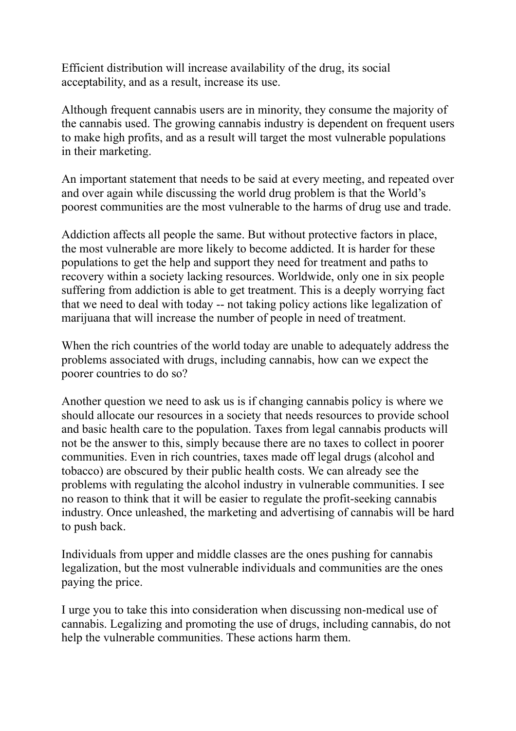Efficient distribution will increase availability of the drug, its social acceptability, and as a result, increase its use.

Although frequent cannabis users are in minority, they consume the majority of the cannabis used. The growing cannabis industry is dependent on frequent users to make high profits, and as a result will target the most vulnerable populations in their marketing.

An important statement that needs to be said at every meeting, and repeated over and over again while discussing the world drug problem is that the World's poorest communities are the most vulnerable to the harms of drug use and trade.

Addiction affects all people the same. But without protective factors in place, the most vulnerable are more likely to become addicted. It is harder for these populations to get the help and support they need for treatment and paths to recovery within a society lacking resources. Worldwide, only one in six people suffering from addiction is able to get treatment. This is a deeply worrying fact that we need to deal with today -- not taking policy actions like legalization of marijuana that will increase the number of people in need of treatment.

When the rich countries of the world today are unable to adequately address the problems associated with drugs, including cannabis, how can we expect the poorer countries to do so?

Another question we need to ask us is if changing cannabis policy is where we should allocate our resources in a society that needs resources to provide school and basic health care to the population. Taxes from legal cannabis products will not be the answer to this, simply because there are no taxes to collect in poorer communities. Even in rich countries, taxes made off legal drugs (alcohol and tobacco) are obscured by their public health costs. We can already see the problems with regulating the alcohol industry in vulnerable communities. I see no reason to think that it will be easier to regulate the profit-seeking cannabis industry. Once unleashed, the marketing and advertising of cannabis will be hard to push back.

Individuals from upper and middle classes are the ones pushing for cannabis legalization, but the most vulnerable individuals and communities are the ones paying the price.

I urge you to take this into consideration when discussing non-medical use of cannabis. Legalizing and promoting the use of drugs, including cannabis, do not help the vulnerable communities. These actions harm them.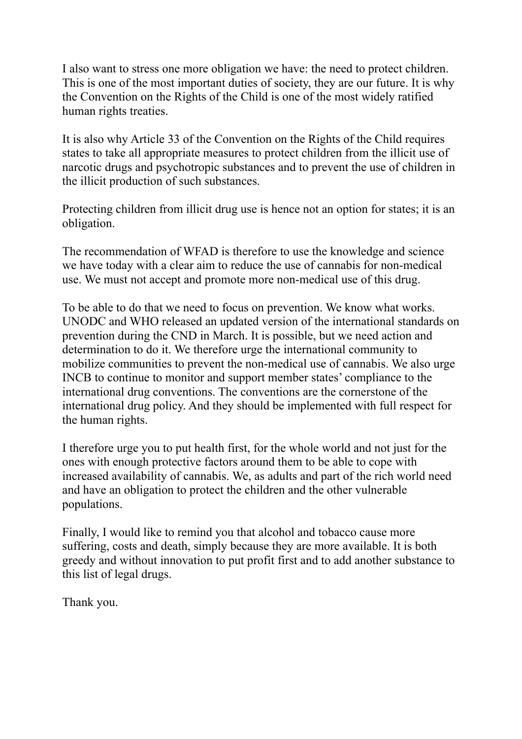I also want to stress one more obligation we have: the need to protect children. This is one of the most important duties of society, they are our future. It is why the Convention on the Rights of the Child is one of the most widely ratified human rights treaties.

It is also why Article 33 of the Convention on the Rights of the Child requires states to take all appropriate measures to protect children from the illicit use of narcotic drugs and psychotropic substances and to prevent the use of children in the illicit production of such substances.

Protecting children from illicit drug use is hence not an option for states; it is an obligation.

The recommendation of WFAD is therefore to use the knowledge and science we have today with a clear aim to reduce the use of cannabis for non-medical use. We must not accept and promote more non-medical use of this drug.

To be able to do that we need to focus on prevention. We know what works. UNODC and WHO released an updated version of the international standards on prevention during the CND in March. It is possible, but we need action and determination to do it. We therefore urge the international community to mobilize communities to prevent the non-medical use of cannabis. We also urge INCB to continue to monitor and support member states' compliance to the international drug conventions. The conventions are the cornerstone of the international drug policy. And they should be implemented with full respect for the human rights.

I therefore urge you to put health first, for the whole world and not just for the ones with enough protective factors around them to be able to cope with increased availability of cannabis. We, as adults and part of the rich world need and have an obligation to protect the children and the other vulnerable populations.

Finally, I would like to remind you that alcohol and tobacco cause more suffering, costs and death, simply because they are more available. It is both greedy and without innovation to put profit first and to add another substance to this list of legal drugs.

Thank you.